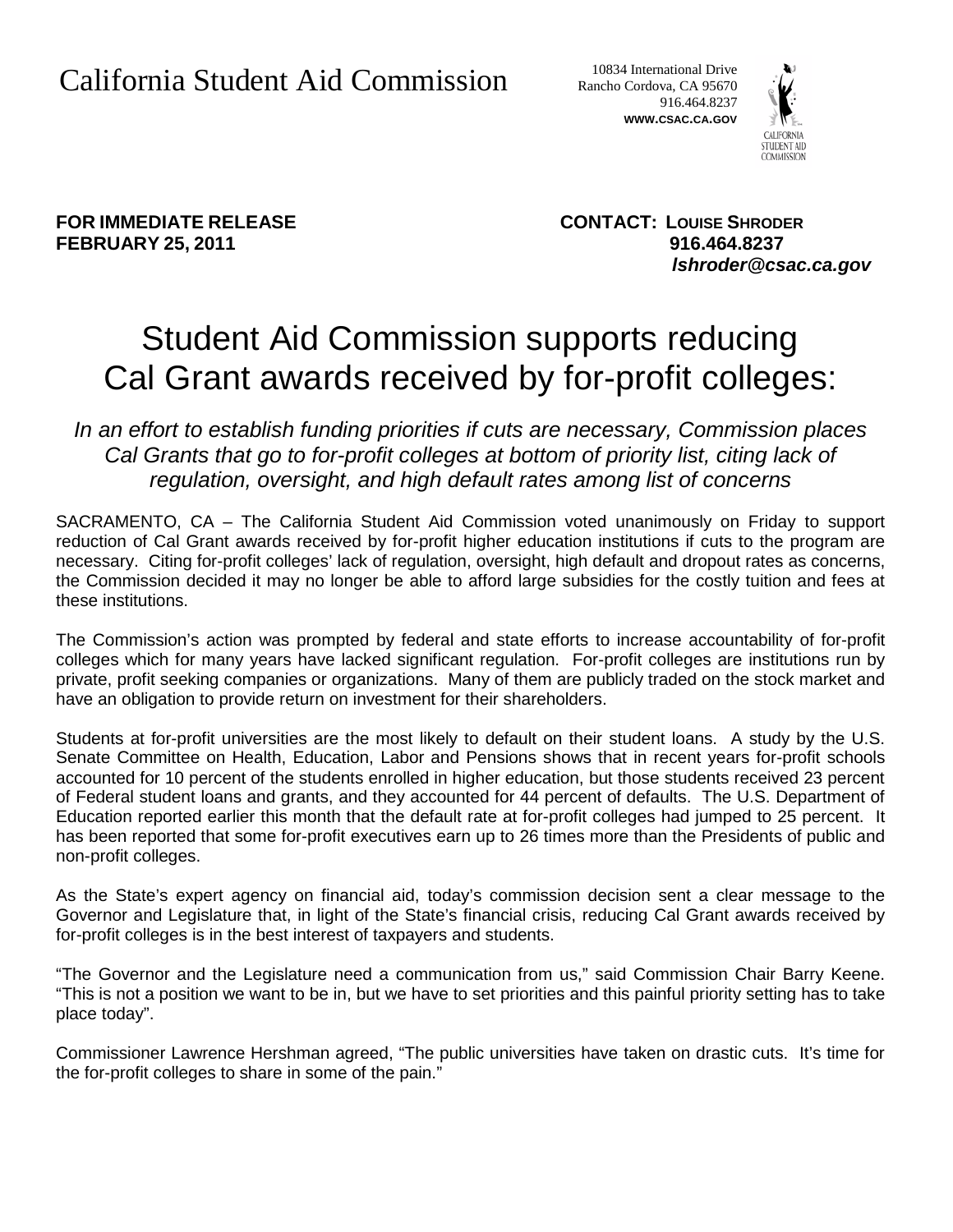California Student Aid Commission

10834 International Drive
Rancho Cordova, CA 95670
916.464.8237
**WWW.CSAC.CA.GOV**

**FOR IMMEDIATE RELEASE**
**FEBRUARY 25, 2011**

**CONTACT: LOUISE SHRODER**
**916.464.8237**
***lshroder@csac.ca.gov***

# Student Aid Commission supports reducing Cal Grant awards received by for-profit colleges:

*In an effort to establish funding priorities if cuts are necessary, Commission places Cal Grants that go to for-profit colleges at bottom of priority list, citing lack of regulation, oversight, and high default rates among list of concerns*

SACRAMENTO, CA – The California Student Aid Commission voted unanimously on Friday to support reduction of Cal Grant awards received by for-profit higher education institutions if cuts to the program are necessary. Citing for-profit colleges' lack of regulation, oversight, high default and dropout rates as concerns, the Commission decided it may no longer be able to afford large subsidies for the costly tuition and fees at these institutions.

The Commission's action was prompted by federal and state efforts to increase accountability of for-profit colleges which for many years have lacked significant regulation. For-profit colleges are institutions run by private, profit seeking companies or organizations. Many of them are publicly traded on the stock market and have an obligation to provide return on investment for their shareholders.

Students at for-profit universities are the most likely to default on their student loans. A study by the U.S. Senate Committee on Health, Education, Labor and Pensions shows that in recent years for-profit schools accounted for 10 percent of the students enrolled in higher education, but those students received 23 percent of Federal student loans and grants, and they accounted for 44 percent of defaults. The U.S. Department of Education reported earlier this month that the default rate at for-profit colleges had jumped to 25 percent. It has been reported that some for-profit executives earn up to 26 times more than the Presidents of public and non-profit colleges.

As the State's expert agency on financial aid, today's commission decision sent a clear message to the Governor and Legislature that, in light of the State's financial crisis, reducing Cal Grant awards received by for-profit colleges is in the best interest of taxpayers and students.

"The Governor and the Legislature need a communication from us," said Commission Chair Barry Keene. "This is not a position we want to be in, but we have to set priorities and this painful priority setting has to take place today".

Commissioner Lawrence Hershman agreed, "The public universities have taken on drastic cuts. It's time for the for-profit colleges to share in some of the pain."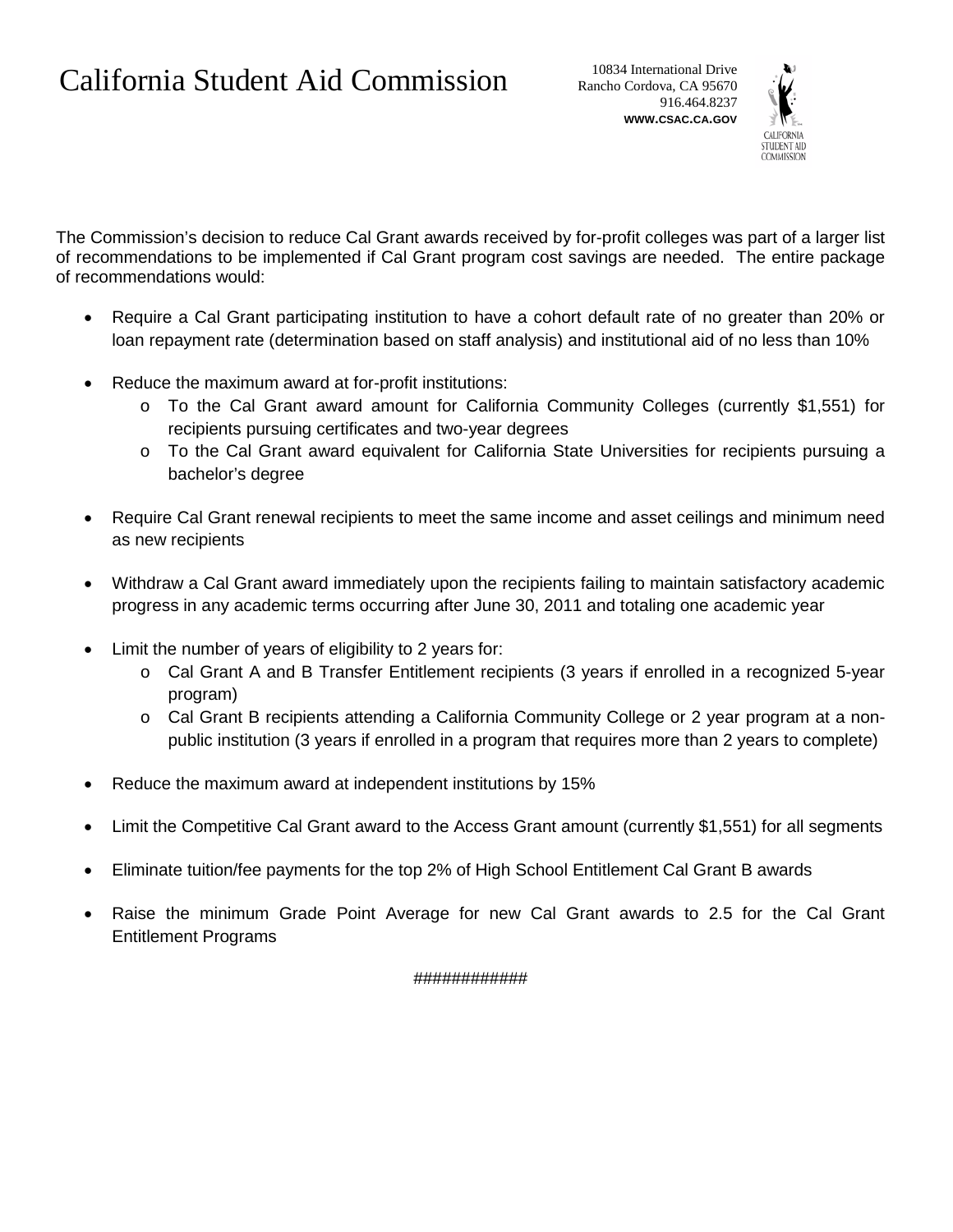# California Student Aid Commission

10834 International Drive
Rancho Cordova, CA 95670
916.464.8237
**WWW.CSAC.CA.GOV**

The Commission's decision to reduce Cal Grant awards received by for-profit colleges was part of a larger list of recommendations to be implemented if Cal Grant program cost savings are needed. The entire package of recommendations would:

- Require a Cal Grant participating institution to have a cohort default rate of no greater than 20% or loan repayment rate (determination based on staff analysis) and institutional aid of no less than 10%
- Reduce the maximum award at for-profit institutions:
  - To the Cal Grant award amount for California Community Colleges (currently $1,551) for recipients pursuing certificates and two-year degrees
  - To the Cal Grant award equivalent for California State Universities for recipients pursuing a bachelor's degree
- Require Cal Grant renewal recipients to meet the same income and asset ceilings and minimum need as new recipients
- Withdraw a Cal Grant award immediately upon the recipients failing to maintain satisfactory academic progress in any academic terms occurring after June 30, 2011 and totaling one academic year
- Limit the number of years of eligibility to 2 years for:
  - Cal Grant A and B Transfer Entitlement recipients (3 years if enrolled in a recognized 5-year program)
  - Cal Grant B recipients attending a California Community College or 2 year program at a non-public institution (3 years if enrolled in a program that requires more than 2 years to complete)
- Reduce the maximum award at independent institutions by 15%
- Limit the Competitive Cal Grant award to the Access Grant amount (currently $1,551) for all segments
- Eliminate tuition/fee payments for the top 2% of High School Entitlement Cal Grant B awards
- Raise the minimum Grade Point Average for new Cal Grant awards to 2.5 for the Cal Grant Entitlement Programs

############